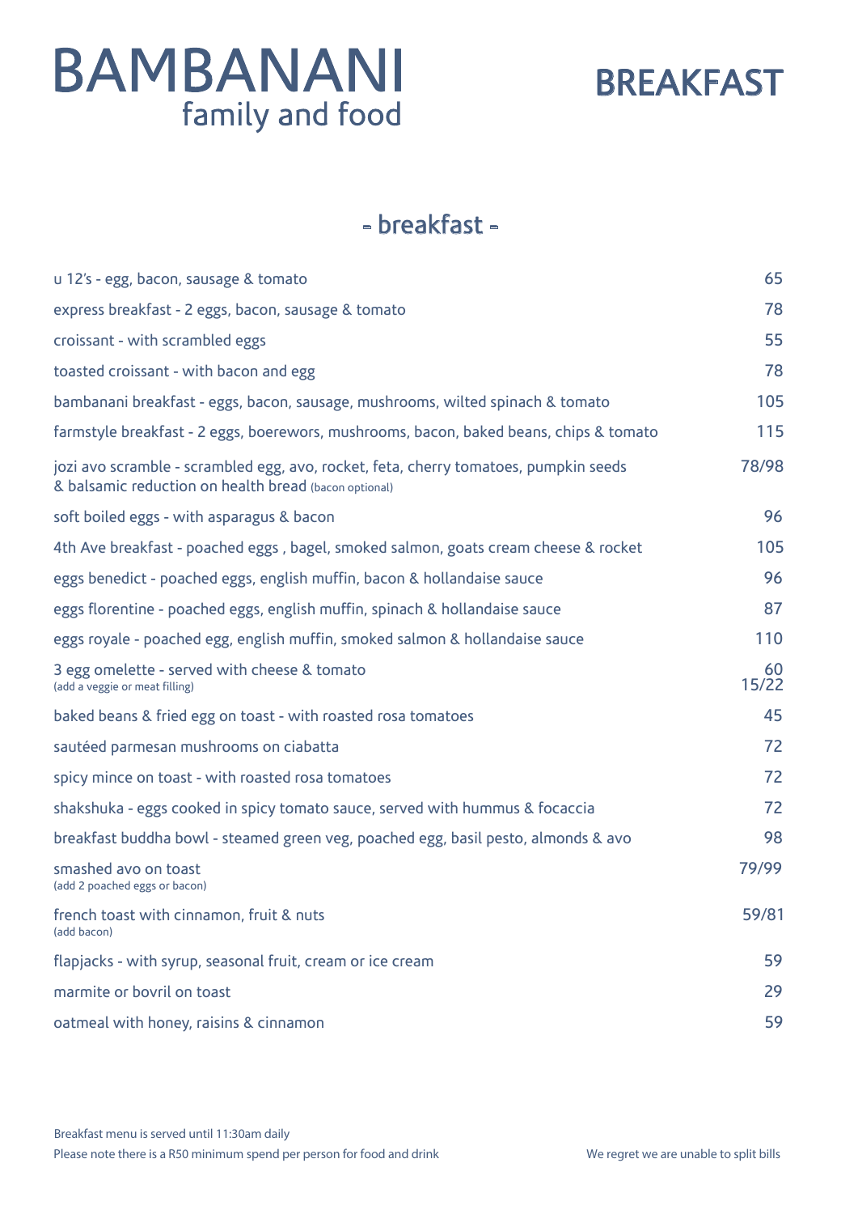# BAMBANANI
family and food

# BREAKFAST

## - breakfast -

| Item | Price |
|---|---|
| u 12's - egg, bacon, sausage & tomato | 65 |
| express breakfast - 2 eggs, bacon, sausage & tomato | 78 |
| croissant - with scrambled eggs | 55 |
| toasted croissant - with bacon and egg | 78 |
| bambanani breakfast - eggs, bacon, sausage, mushrooms, wilted spinach & tomato | 105 |
| farmstyle breakfast - 2 eggs, boerewors, mushrooms, bacon, baked beans, chips & tomato | 115 |
| jozi avo scramble - scrambled egg, avo, rocket, feta, cherry tomatoes, pumpkin seeds & balsamic reduction on health bread (bacon optional) | 78/98 |
| soft boiled eggs - with asparagus & bacon | 96 |
| 4th Ave breakfast - poached eggs , bagel, smoked salmon, goats cream cheese & rocket | 105 |
| eggs benedict - poached eggs, english muffin, bacon & hollandaise sauce | 96 |
| eggs florentine - poached eggs, english muffin, spinach & hollandaise sauce | 87 |
| eggs royale - poached egg, english muffin, smoked salmon & hollandaise sauce | 110 |
| 3 egg omelette - served with cheese & tomato | 60 |
| (add a veggie or meat filling) | 15/22 |
| baked beans & fried egg on toast - with roasted rosa tomatoes | 45 |
| sautéed parmesan mushrooms on ciabatta | 72 |
| spicy mince on toast - with roasted rosa tomatoes | 72 |
| shakshuka - eggs cooked in spicy tomato sauce, served with hummus & focaccia | 72 |
| breakfast buddha bowl - steamed green veg, poached egg, basil pesto, almonds & avo | 98 |
| smashed avo on toast (add 2 poached eggs or bacon) | 79/99 |
| french toast with cinnamon, fruit & nuts (add bacon) | 59/81 |
| flapjacks - with syrup, seasonal fruit, cream or ice cream | 59 |
| marmite or bovril on toast | 29 |
| oatmeal with honey, raisins & cinnamon | 59 |

Breakfast menu is served until 11:30am daily

Please note there is a R50 minimum spend per person for food and drink

We regret we are unable to split bills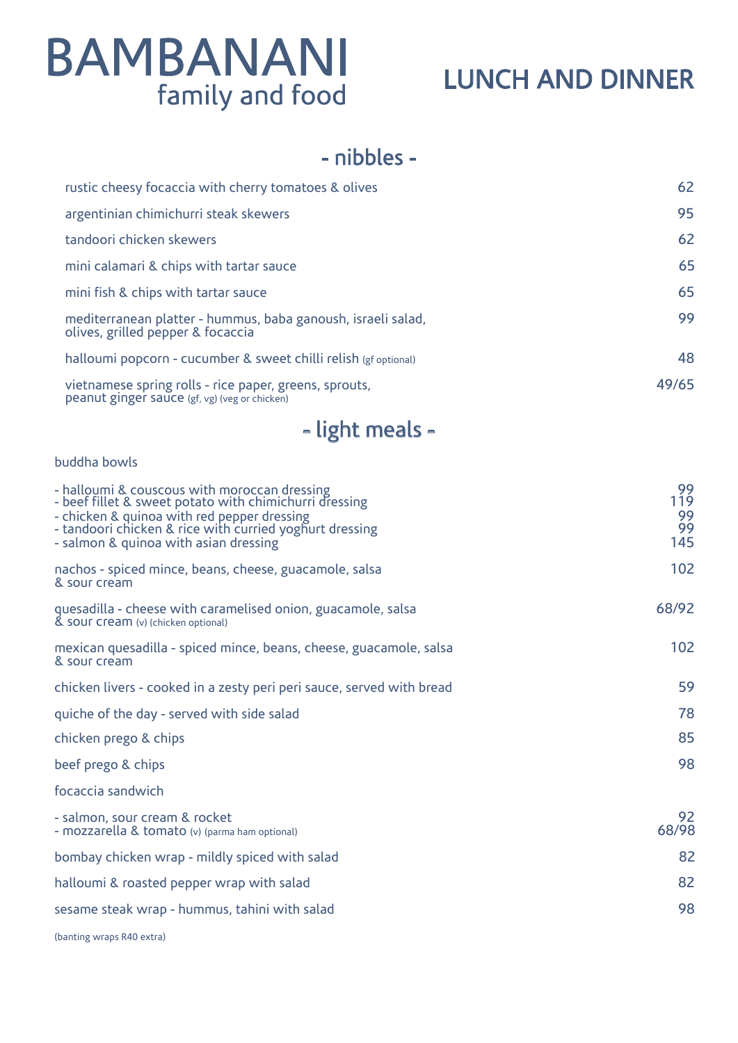# BAMBANANI
family and food

# LUNCH AND DINNER

## - nibbles -

| | |
|---|---|
| rustic cheesy focaccia with cherry tomatoes & olives | 62 |
| argentinian chimichurri steak skewers | 95 |
| tandoori chicken skewers | 62 |
| mini calamari & chips with tartar sauce | 65 |
| mini fish & chips with tartar sauce | 65 |
| mediterranean platter - hummus, baba ganoush, israeli salad, olives, grilled pepper & focaccia | 99 |
| halloumi popcorn - cucumber & sweet chilli relish (gf optional) | 48 |
| vietnamese spring rolls - rice paper, greens, sprouts, peanut ginger sauce (gf, vg) (veg or chicken) | 49/65 |

## - light meals -

| | |
|---|---|
| buddha bowls | |
| - halloumi & couscous with moroccan dressing | 99 |
| - beef fillet & sweet potato with chimichurri dressing | 119 |
| - chicken & quinoa with red pepper dressing | 99 |
| - tandoori chicken & rice with curried yoghurt dressing | 99 |
| - salmon & quinoa with asian dressing | 145 |
| nachos - spiced mince, beans, cheese, guacamole, salsa & sour cream | 102 |
| quesadilla - cheese with caramelised onion, guacamole, salsa & sour cream (v) (chicken optional) | 68/92 |
| mexican quesadilla - spiced mince, beans, cheese, guacamole, salsa & sour cream | 102 |
| chicken livers - cooked in a zesty peri peri sauce, served with bread | 59 |
| quiche of the day - served with side salad | 78 |
| chicken prego & chips | 85 |
| beef prego & chips | 98 |
| focaccia sandwich | |
| - salmon, sour cream & rocket | 92 |
| - mozzarella & tomato (v) (parma ham optional) | 68/98 |
| bombay chicken wrap - mildly spiced with salad | 82 |
| halloumi & roasted pepper wrap with salad | 82 |
| sesame steak wrap - hummus, tahini with salad | 98 |

(banting wraps R40 extra)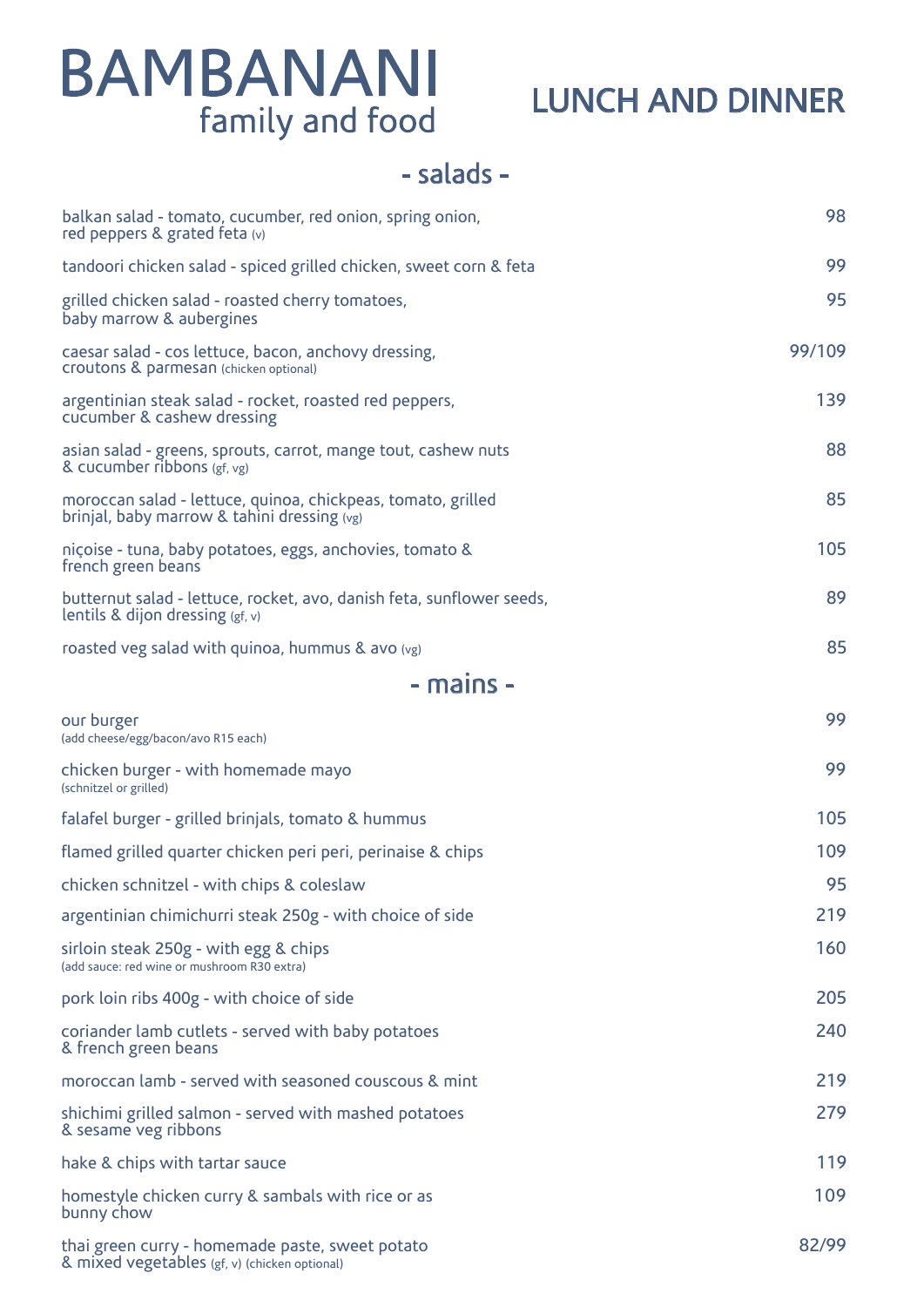# BAMBANANI

family and food

## LUNCH AND DINNER

### - salads -

| Item | Price |
|---|---|
| balkan salad - tomato, cucumber, red onion, spring onion, red peppers & grated feta (v) | 98 |
| tandoori chicken salad - spiced grilled chicken, sweet corn & feta | 99 |
| grilled chicken salad - roasted cherry tomatoes, baby marrow & aubergines | 95 |
| caesar salad - cos lettuce, bacon, anchovy dressing, croutons & parmesan (chicken optional) | 99/109 |
| argentinian steak salad - rocket, roasted red peppers, cucumber & cashew dressing | 139 |
| asian salad - greens, sprouts, carrot, mange tout, cashew nuts & cucumber ribbons (gf, vg) | 88 |
| moroccan salad - lettuce, quinoa, chickpeas, tomato, grilled brinjal, baby marrow & tahini dressing (vg) | 85 |
| niçoise - tuna, baby potatoes, eggs, anchovies, tomato & french green beans | 105 |
| butternut salad - lettuce, rocket, avo, danish feta, sunflower seeds, lentils & dijon dressing (gf, v) | 89 |
| roasted veg salad with quinoa, hummus & avo (vg) | 85 |

### - mains -

| Item | Price |
|---|---|
| our burger (add cheese/egg/bacon/avo R15 each) | 99 |
| chicken burger - with homemade mayo (schnitzel or grilled) | 99 |
| falafel burger - grilled brinjals, tomato & hummus | 105 |
| flamed grilled quarter chicken peri peri, perinaise & chips | 109 |
| chicken schnitzel - with chips & coleslaw | 95 |
| argentinian chimichurri steak 250g - with choice of side | 219 |
| sirloin steak 250g - with egg & chips (add sauce: red wine or mushroom R30 extra) | 160 |
| pork loin ribs 400g - with choice of side | 205 |
| coriander lamb cutlets - served with baby potatoes & french green beans | 240 |
| moroccan lamb - served with seasoned couscous & mint | 219 |
| shichimi grilled salmon - served with mashed potatoes & sesame veg ribbons | 279 |
| hake & chips with tartar sauce | 119 |
| homestyle chicken curry & sambals with rice or as bunny chow | 109 |
| thai green curry - homemade paste, sweet potato & mixed vegetables (gf, v) (chicken optional) | 82/99 |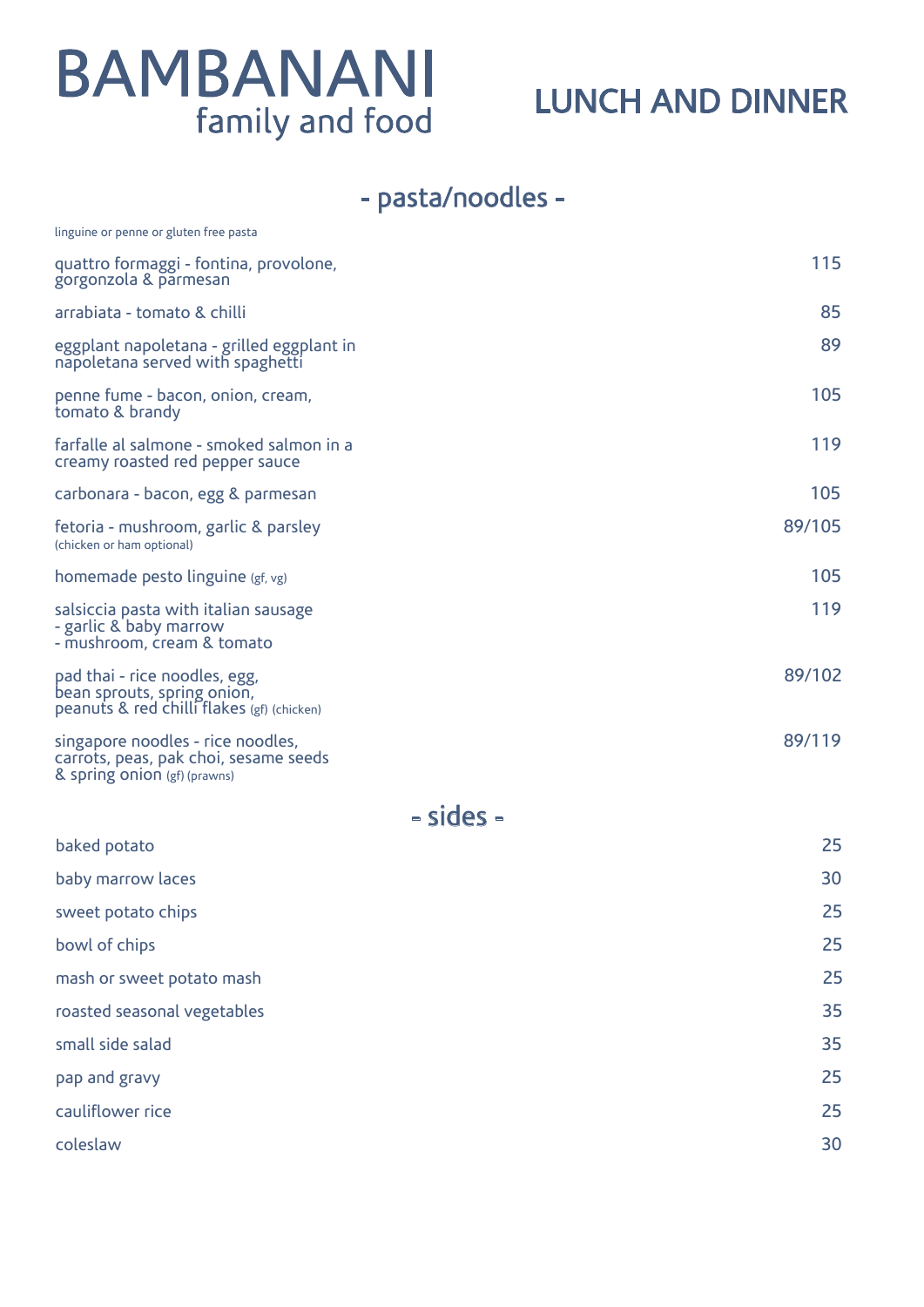# BAMBANANI
family and food

## LUNCH AND DINNER

## - pasta/noodles -

linguine or penne or gluten free pasta

| Item | Price |
|---|---|
| quattro formaggi - fontina, provolone, gorgonzola & parmesan | 115 |
| arrabiata - tomato & chilli | 85 |
| eggplant napoletana - grilled eggplant in napoletana served with spaghetti | 89 |
| penne fume - bacon, onion, cream, tomato & brandy | 105 |
| farfalle al salmone - smoked salmon in a creamy roasted red pepper sauce | 119 |
| carbonara - bacon, egg & parmesan | 105 |
| fetoria - mushroom, garlic & parsley (chicken or ham optional) | 89/105 |
| homemade pesto linguine (gf, vg) | 105 |
| salsiccia pasta with italian sausage - garlic & baby marrow - mushroom, cream & tomato | 119 |
| pad thai - rice noodles, egg, bean sprouts, spring onion, peanuts & red chilli flakes (gf) (chicken) | 89/102 |
| singapore noodles - rice noodles, carrots, peas, pak choi, sesame seeds & spring onion (gf) (prawns) | 89/119 |

## - sides -

| Item | Price |
|---|---|
| baked potato | 25 |
| baby marrow laces | 30 |
| sweet potato chips | 25 |
| bowl of chips | 25 |
| mash or sweet potato mash | 25 |
| roasted seasonal vegetables | 35 |
| small side salad | 35 |
| pap and gravy | 25 |
| cauliflower rice | 25 |
| coleslaw | 30 |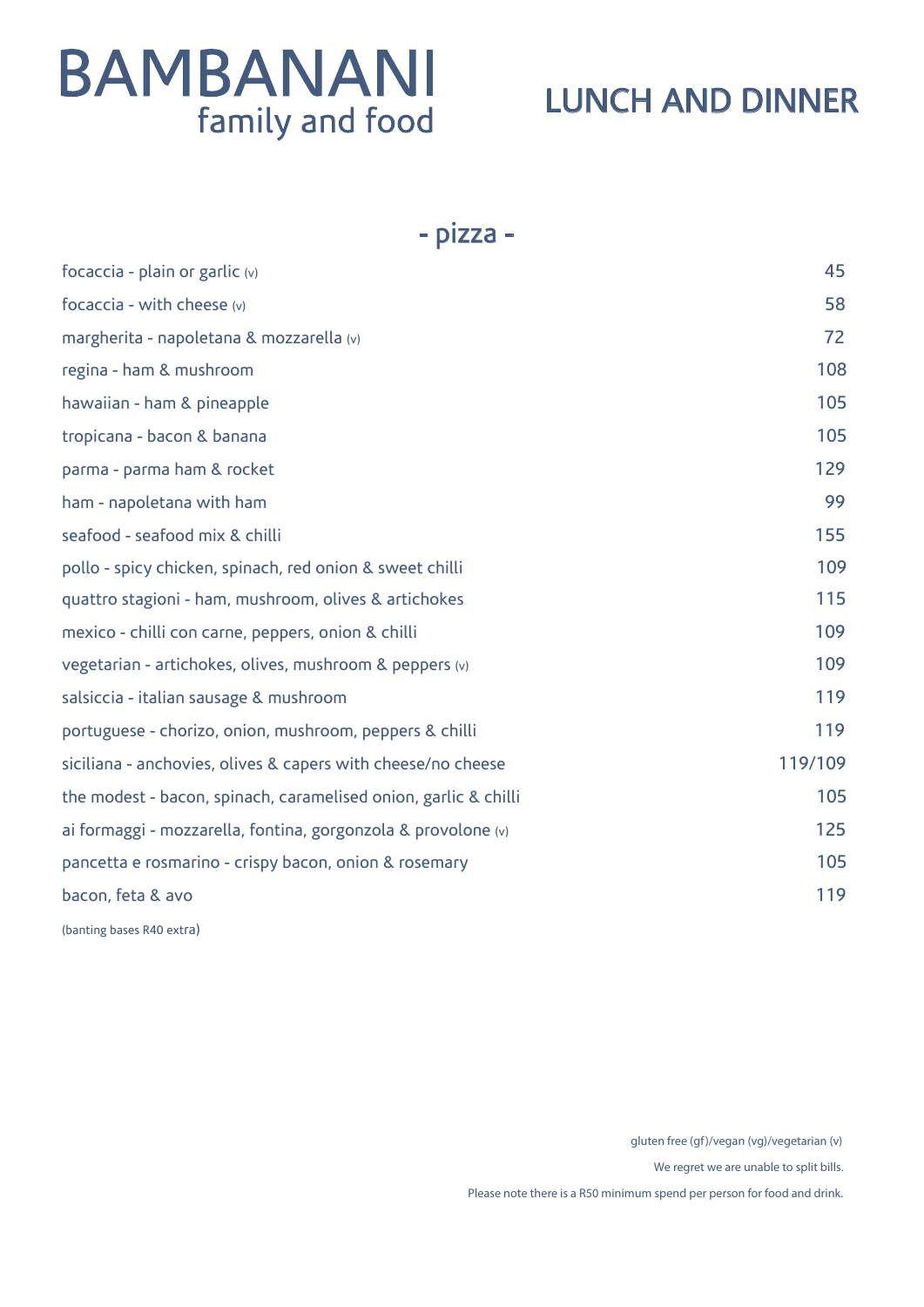# BAMBANANI
family and food

## LUNCH AND DINNER

### - pizza -

| | |
|---|---|
| focaccia - plain or garlic (v) | 45 |
| focaccia - with cheese (v) | 58 |
| margherita - napoletana & mozzarella (v) | 72 |
| regina - ham & mushroom | 108 |
| hawaiian - ham & pineapple | 105 |
| tropicana - bacon & banana | 105 |
| parma - parma ham & rocket | 129 |
| ham - napoletana with ham | 99 |
| seafood - seafood mix & chilli | 155 |
| pollo - spicy chicken, spinach, red onion & sweet chilli | 109 |
| quattro stagioni - ham, mushroom, olives & artichokes | 115 |
| mexico - chilli con carne, peppers, onion & chilli | 109 |
| vegetarian - artichokes, olives, mushroom & peppers (v) | 109 |
| salsiccia - italian sausage & mushroom | 119 |
| portuguese - chorizo, onion, mushroom, peppers & chilli | 119 |
| siciliana - anchovies, olives & capers with cheese/no cheese | 119/109 |
| the modest - bacon, spinach, caramelised onion, garlic & chilli | 105 |
| ai formaggi - mozzarella, fontina, gorgonzola & provolone (v) | 125 |
| pancetta e rosmarino - crispy bacon, onion & rosemary | 105 |
| bacon, feta & avo | 119 |

(banting bases R40 extra)

gluten free (gf)/vegan (vg)/vegetarian (v)

We regret we are unable to split bills.

Please note there is a R50 minimum spend per person for food and drink.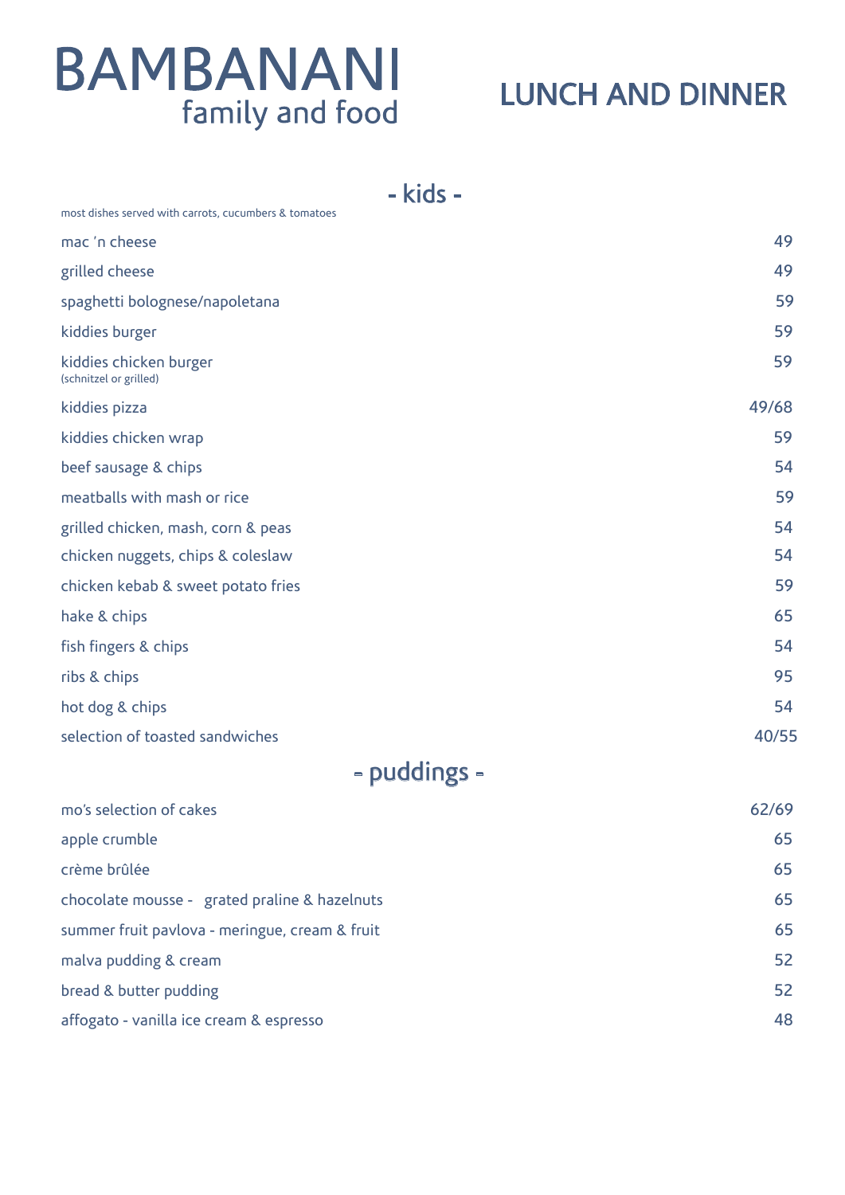# BAMBANANI
family and food

# LUNCH AND DINNER

## - kids -

most dishes served with carrots, cucumbers & tomatoes

| | |
|---|---|
| mac 'n cheese | 49 |
| grilled cheese | 49 |
| spaghetti bolognese/napoletana | 59 |
| kiddies burger | 59 |
| kiddies chicken burger (schnitzel or grilled) | 59 |
| kiddies pizza | 49/68 |
| kiddies chicken wrap | 59 |
| beef sausage & chips | 54 |
| meatballs with mash or rice | 59 |
| grilled chicken, mash, corn & peas | 54 |
| chicken nuggets, chips & coleslaw | 54 |
| chicken kebab & sweet potato fries | 59 |
| hake & chips | 65 |
| fish fingers & chips | 54 |
| ribs & chips | 95 |
| hot dog & chips | 54 |
| selection of toasted sandwiches | 40/55 |

## - puddings -

| | |
|---|---|
| mo's selection of cakes | 62/69 |
| apple crumble | 65 |
| crème brûlée | 65 |
| chocolate mousse - grated praline & hazelnuts | 65 |
| summer fruit pavlova - meringue, cream & fruit | 65 |
| malva pudding & cream | 52 |
| bread & butter pudding | 52 |
| affogato - vanilla ice cream & espresso | 48 |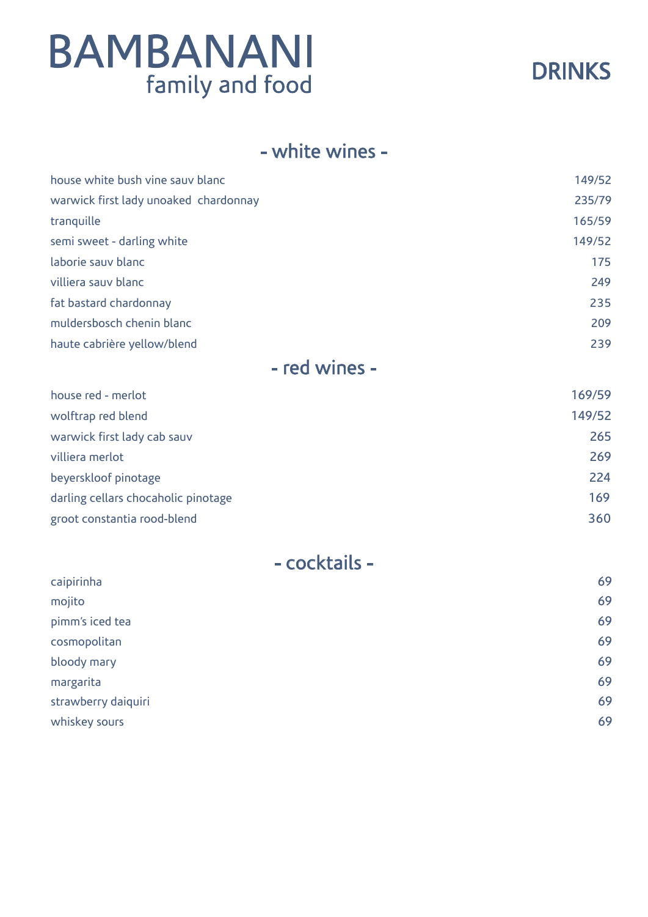# BAMBANANI

family and food

## DRINKS

### - white wines -

| | |
|---|---|
| house white bush vine sauv blanc | 149/52 |
| warwick first lady unoaked chardonnay | 235/79 |
| tranquille | 165/59 |
| semi sweet - darling white | 149/52 |
| laborie sauv blanc | 175 |
| villiera sauv blanc | 249 |
| fat bastard chardonnay | 235 |
| muldersbosch chenin blanc | 209 |
| haute cabrière yellow/blend | 239 |

### - red wines -

| | |
|---|---|
| house red - merlot | 169/59 |
| wolftrap red blend | 149/52 |
| warwick first lady cab sauv | 265 |
| villiera merlot | 269 |
| beyerskloof pinotage | 224 |
| darling cellars chocaholic pinotage | 169 |
| groot constantia rood-blend | 360 |

### - cocktails -

| | |
|---|---|
| caipirinha | 69 |
| mojito | 69 |
| pimm's iced tea | 69 |
| cosmopolitan | 69 |
| bloody mary | 69 |
| margarita | 69 |
| strawberry daiquiri | 69 |
| whiskey sours | 69 |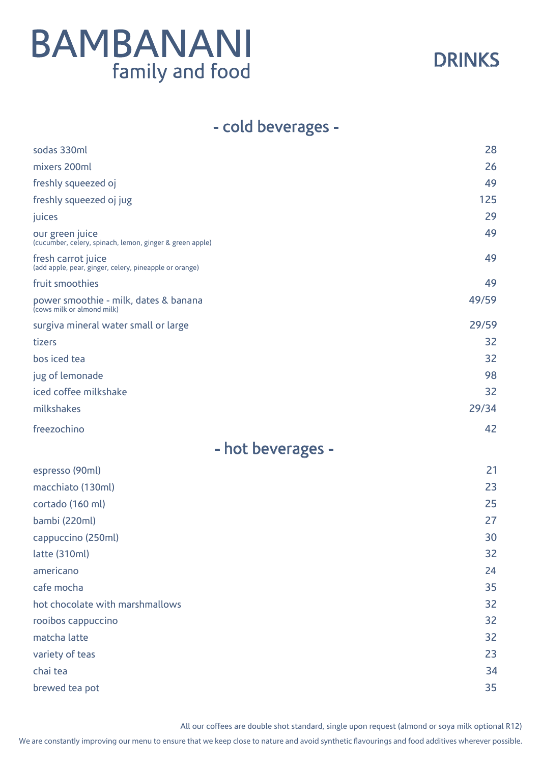# BAMBANANI

family and food

## DRINKS

## - cold beverages -

| | |
|---|---|
| sodas 330ml | 28 |
| mixers 200ml | 26 |
| freshly squeezed oj | 49 |
| freshly squeezed oj jug | 125 |
| juices | 29 |
| our green juice (cucumber, celery, spinach, lemon, ginger & green apple) | 49 |
| fresh carrot juice (add apple, pear, ginger, celery, pineapple or orange) | 49 |
| fruit smoothies | 49 |
| power smoothie - milk, dates & banana (cows milk or almond milk) | 49/59 |
| surgiva mineral water small or large | 29/59 |
| tizers | 32 |
| bos iced tea | 32 |
| jug of lemonade | 98 |
| iced coffee milkshake | 32 |
| milkshakes | 29/34 |
| freezochino | 42 |

## - hot beverages -

| | |
|---|---|
| espresso (90ml) | 21 |
| macchiato (130ml) | 23 |
| cortado (160 ml) | 25 |
| bambi (220ml) | 27 |
| cappuccino (250ml) | 30 |
| latte (310ml) | 32 |
| americano | 24 |
| cafe mocha | 35 |
| hot chocolate with marshmallows | 32 |
| rooibos cappuccino | 32 |
| matcha latte | 32 |
| variety of teas | 23 |
| chai tea | 34 |
| brewed tea pot | 35 |

All our coffees are double shot standard, single upon request (almond or soya milk optional R12)

We are constantly improving our menu to ensure that we keep close to nature and avoid synthetic flavourings and food additives wherever possible.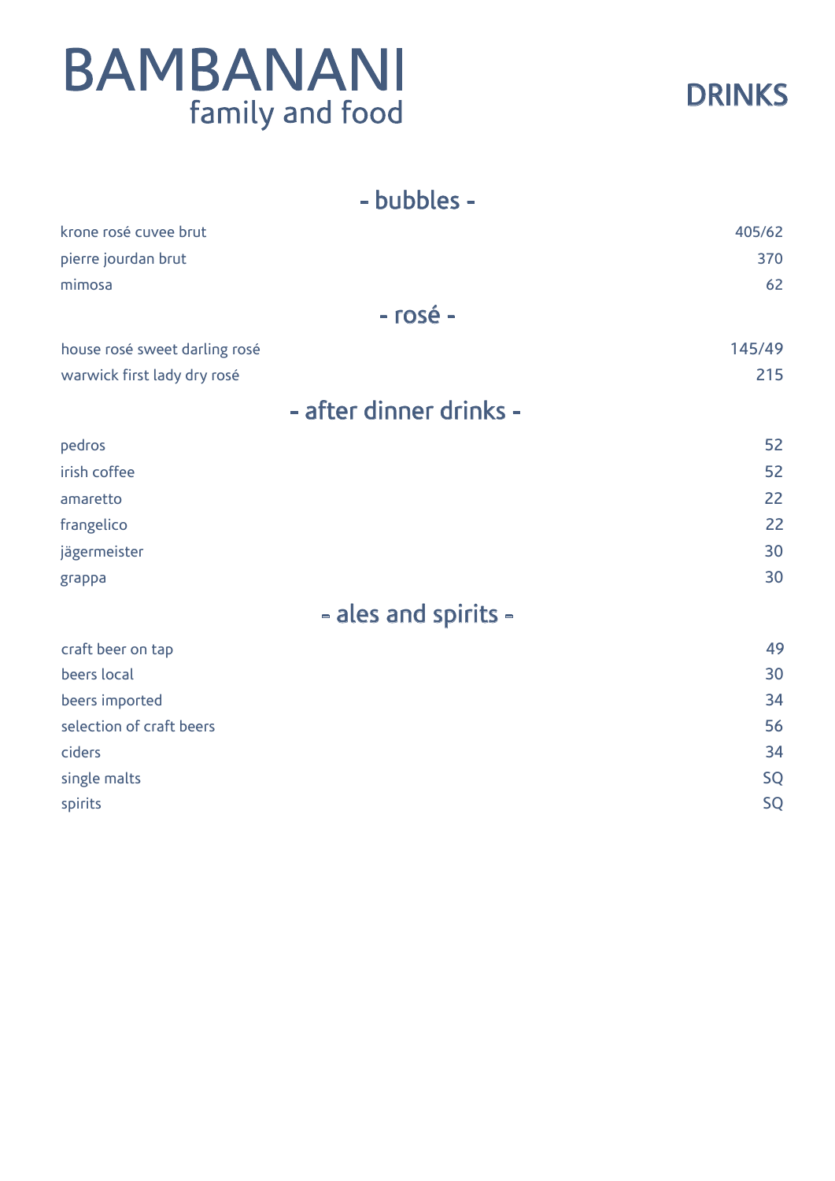# BAMBANANI
family and food

## DRINKS

### - bubbles -

| | |
|---|---|
| krone rosé cuvee brut | 405/62 |
| pierre jourdan brut | 370 |
| mimosa | 62 |

### - rosé -

| | |
|---|---|
| house rosé sweet darling rosé | 145/49 |
| warwick first lady dry rosé | 215 |

### - after dinner drinks -

| | |
|---|---|
| pedros | 52 |
| irish coffee | 52 |
| amaretto | 22 |
| frangelico | 22 |
| jägermeister | 30 |
| grappa | 30 |

### - ales and spirits -

| | |
|---|---|
| craft beer on tap | 49 |
| beers local | 30 |
| beers imported | 34 |
| selection of craft beers | 56 |
| ciders | 34 |
| single malts | SQ |
| spirits | SQ |